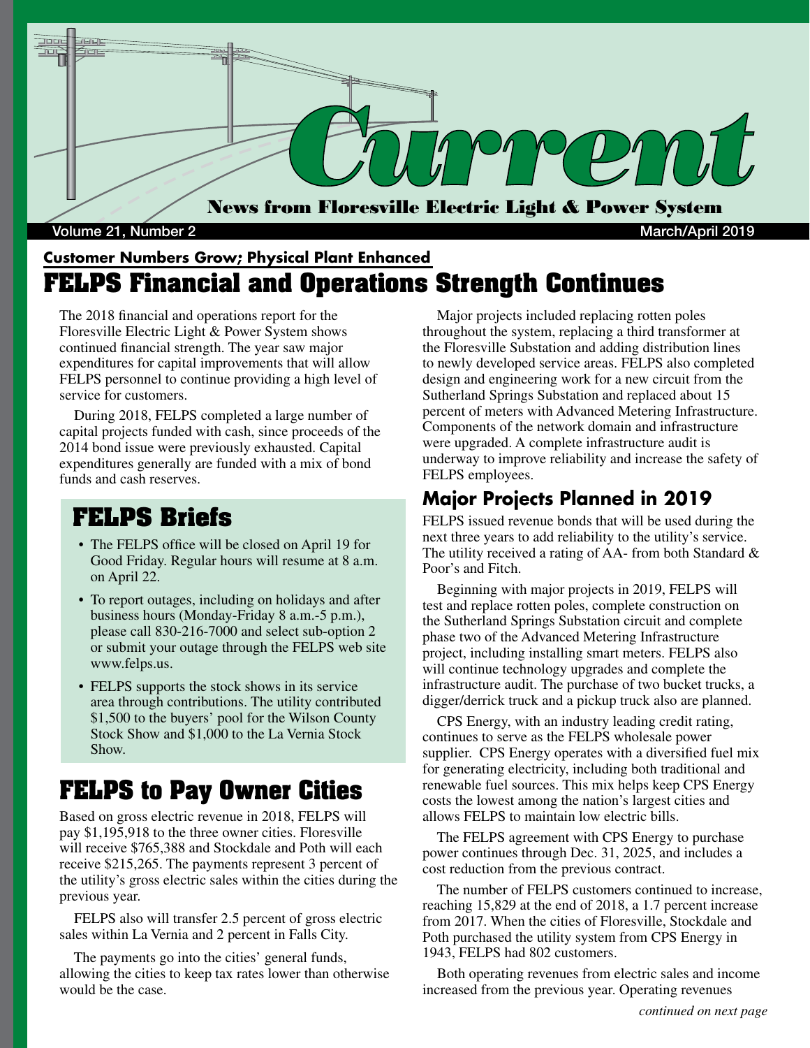# Current

**News from Floresville Electric Light & Power System**

Volume 21, Number 2 — March/April 2019

**Customer Numbers Grow; Physical Plant Enhanced**

## FELPS Financial and Operations Strength Continues

The 2018 financial and operations report for the Floresville Electric Light & Power System shows continued financial strength. The year saw major expenditures for capital improvements that will allow FELPS personnel to continue providing a high level of service for customers.

During 2018, FELPS completed a large number of capital projects funded with cash, since proceeds of the 2014 bond issue were previously exhausted. Capital expenditures generally are funded with a mix of bond funds and cash reserves.

Major projects included replacing rotten poles throughout the system, replacing a third transformer at the Floresville Substation and adding distribution lines to newly developed service areas. FELPS also completed design and engineering work for a new circuit from the Sutherland Springs Substation and replaced about 15 percent of meters with Advanced Metering Infrastructure. Components of the network domain and infrastructure were upgraded. A complete infrastructure audit is underway to improve reliability and increase the safety of FELPS employees.

### Major Projects Planned in 2019

FELPS issued revenue bonds that will be used during the next three years to add reliability to the utility's service. The utility received a rating of AA- from both Standard & Poor's and Fitch.

Beginning with major projects in 2019, FELPS will test and replace rotten poles, complete construction on the Sutherland Springs Substation circuit and complete phase two of the Advanced Metering Infrastructure project, including installing smart meters. FELPS also will continue technology upgrades and complete the infrastructure audit. The purchase of two bucket trucks, a digger/derrick truck and a pickup truck also are planned.

CPS Energy, with an industry leading credit rating, continues to serve as the FELPS wholesale power supplier. CPS Energy operates with a diversified fuel mix for generating electricity, including both traditional and renewable fuel sources. This mix helps keep CPS Energy costs the lowest among the nation's largest cities and allows FELPS to maintain low electric bills.

The FELPS agreement with CPS Energy to purchase power continues through Dec. 31, 2025, and includes a cost reduction from the previous contract.

The number of FELPS customers continued to increase, reaching 15,829 at the end of 2018, a 1.7 percent increase from 2017. When the cities of Floresville, Stockdale and Poth purchased the utility system from CPS Energy in 1943, FELPS had 802 customers.

Both operating revenues from electric sales and income increased from the previous year. Operating revenues

*continued on next page*

## FELPS Briefs

- The FELPS office will be closed on April 19 for Good Friday. Regular hours will resume at 8 a.m. on April 22.
- To report outages, including on holidays and after business hours (Monday-Friday 8 a.m.-5 p.m.), please call 830-216-7000 and select sub-option 2 or submit your outage through the FELPS web site www.felps.us.
- FELPS supports the stock shows in its service area through contributions. The utility contributed $1,500 to the buyers' pool for the Wilson County Stock Show and $1,000 to the La Vernia Stock Show.

## FELPS to Pay Owner Cities

Based on gross electric revenue in 2018, FELPS will pay $1,195,918 to the three owner cities. Floresville will receive $765,388 and Stockdale and Poth will each receive $215,265. The payments represent 3 percent of the utility's gross electric sales within the cities during the previous year.

FELPS also will transfer 2.5 percent of gross electric sales within La Vernia and 2 percent in Falls City.

The payments go into the cities' general funds, allowing the cities to keep tax rates lower than otherwise would be the case.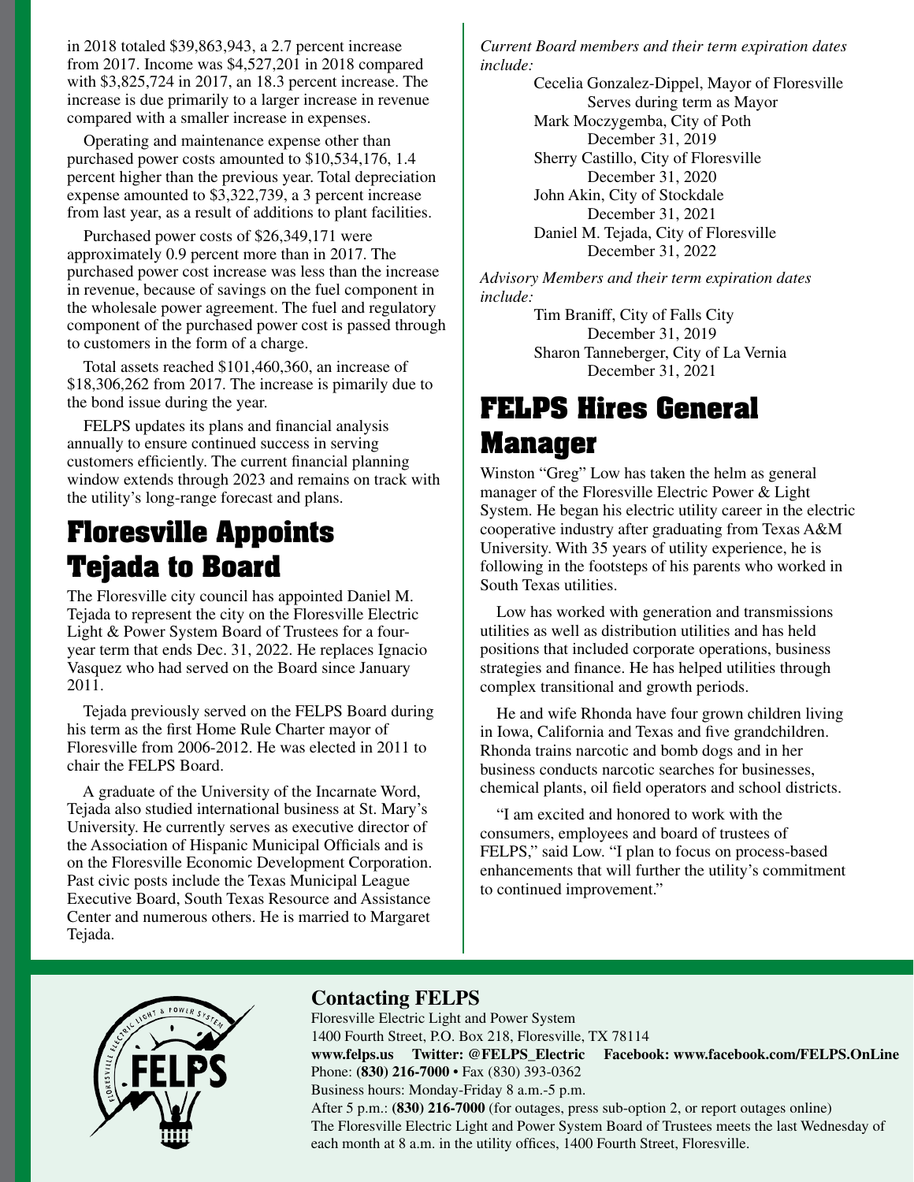in 2018 totaled $39,863,943, a 2.7 percent increase from 2017. Income was $4,527,201 in 2018 compared with $3,825,724 in 2017, an 18.3 percent increase. The increase is due primarily to a larger increase in revenue compared with a smaller increase in expenses.

Operating and maintenance expense other than purchased power costs amounted to $10,534,176, 1.4 percent higher than the previous year. Total depreciation expense amounted to $3,322,739, a 3 percent increase from last year, as a result of additions to plant facilities.

Purchased power costs of $26,349,171 were approximately 0.9 percent more than in 2017. The purchased power cost increase was less than the increase in revenue, because of savings on the fuel component in the wholesale power agreement. The fuel and regulatory component of the purchased power cost is passed through to customers in the form of a charge.

Total assets reached $101,460,360, an increase of $18,306,262 from 2017. The increase is pimarily due to the bond issue during the year.

FELPS updates its plans and financial analysis annually to ensure continued success in serving customers efficiently. The current financial planning window extends through 2023 and remains on track with the utility's long-range forecast and plans.

## Floresville Appoints Tejada to Board

The Floresville city council has appointed Daniel M. Tejada to represent the city on the Floresville Electric Light & Power System Board of Trustees for a four-year term that ends Dec. 31, 2022. He replaces Ignacio Vasquez who had served on the Board since January 2011.

Tejada previously served on the FELPS Board during his term as the first Home Rule Charter mayor of Floresville from 2006-2012. He was elected in 2011 to chair the FELPS Board.

A graduate of the University of the Incarnate Word, Tejada also studied international business at St. Mary's University. He currently serves as executive director of the Association of Hispanic Municipal Officials and is on the Floresville Economic Development Corporation. Past civic posts include the Texas Municipal League Executive Board, South Texas Resource and Assistance Center and numerous others. He is married to Margaret Tejada.

*Current Board members and their term expiration dates include:*

Cecelia Gonzalez-Dippel, Mayor of Floresville
Serves during term as Mayor
Mark Moczygemba, City of Poth
December 31, 2019
Sherry Castillo, City of Floresville
December 31, 2020
John Akin, City of Stockdale
December 31, 2021
Daniel M. Tejada, City of Floresville
December 31, 2022

*Advisory Members and their term expiration dates include:*

Tim Braniff, City of Falls City
December 31, 2019
Sharon Tanneberger, City of La Vernia
December 31, 2021

## FELPS Hires General Manager

Winston "Greg" Low has taken the helm as general manager of the Floresville Electric Power & Light System. He began his electric utility career in the electric cooperative industry after graduating from Texas A&M University. With 35 years of utility experience, he is following in the footsteps of his parents who worked in South Texas utilities.

Low has worked with generation and transmissions utilities as well as distribution utilities and has held positions that included corporate operations, business strategies and finance. He has helped utilities through complex transitional and growth periods.

He and wife Rhonda have four grown children living in Iowa, California and Texas and five grandchildren. Rhonda trains narcotic and bomb dogs and in her business conducts narcotic searches for businesses, chemical plants, oil field operators and school districts.

"I am excited and honored to work with the consumers, employees and board of trustees of FELPS," said Low. "I plan to focus on process-based enhancements that will further the utility's commitment to continued improvement."

### Contacting FELPS

Floresville Electric Light and Power System
1400 Fourth Street, P.O. Box 218, Floresville, TX 78114
**www.felps.us Twitter: @FELPS_Electric Facebook: www.facebook.com/FELPS.OnLine**
Phone: **(830) 216-7000** • Fax (830) 393-0362
Business hours: Monday-Friday 8 a.m.-5 p.m.
After 5 p.m.: **(830) 216-7000** (for outages, press sub-option 2, or report outages online)
The Floresville Electric Light and Power System Board of Trustees meets the last Wednesday of each month at 8 a.m. in the utility offices, 1400 Fourth Street, Floresville.